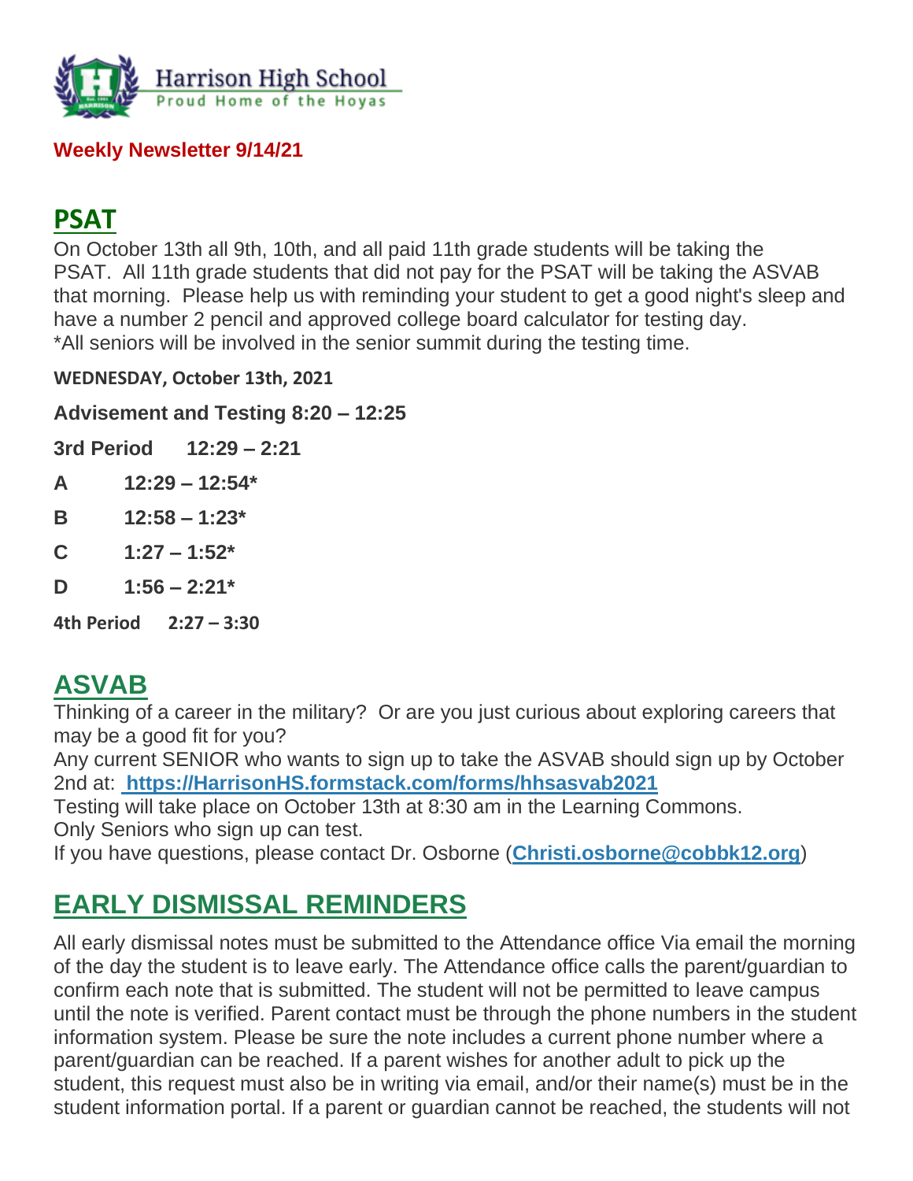Harrison High School
Proud Home of the Hoyas

**Weekly Newsletter 9/14/21**

## PSAT

On October 13th all 9th, 10th, and all paid 11th grade students will be taking the PSAT. All 11th grade students that did not pay for the PSAT will be taking the ASVAB that morning. Please help us with reminding your student to get a good night's sleep and have a number 2 pencil and approved college board calculator for testing day.
*All seniors will be involved in the senior summit during the testing time.

**WEDNESDAY, October 13th, 2021**

**Advisement and Testing 8:20 – 12:25**

**3rd Period 12:29 – 2:21**

**A 12:29 – 12:54***

**B 12:58 – 1:23***

**C 1:27 – 1:52***

**D 1:56 – 2:21***

**4th Period 2:27 – 3:30**

## ASVAB

Thinking of a career in the military? Or are you just curious about exploring careers that may be a good fit for you?
Any current SENIOR who wants to sign up to take the ASVAB should sign up by October 2nd at: **https://HarrisonHS.formstack.com/forms/hhsasvab2021**
Testing will take place on October 13th at 8:30 am in the Learning Commons.
Only Seniors who sign up can test.
If you have questions, please contact Dr. Osborne (**Christi.osborne@cobbk12.org**)

## EARLY DISMISSAL REMINDERS

All early dismissal notes must be submitted to the Attendance office Via email the morning of the day the student is to leave early. The Attendance office calls the parent/guardian to confirm each note that is submitted. The student will not be permitted to leave campus until the note is verified. Parent contact must be through the phone numbers in the student information system. Please be sure the note includes a current phone number where a parent/guardian can be reached. If a parent wishes for another adult to pick up the student, this request must also be in writing via email, and/or their name(s) must be in the student information portal. If a parent or guardian cannot be reached, the students will not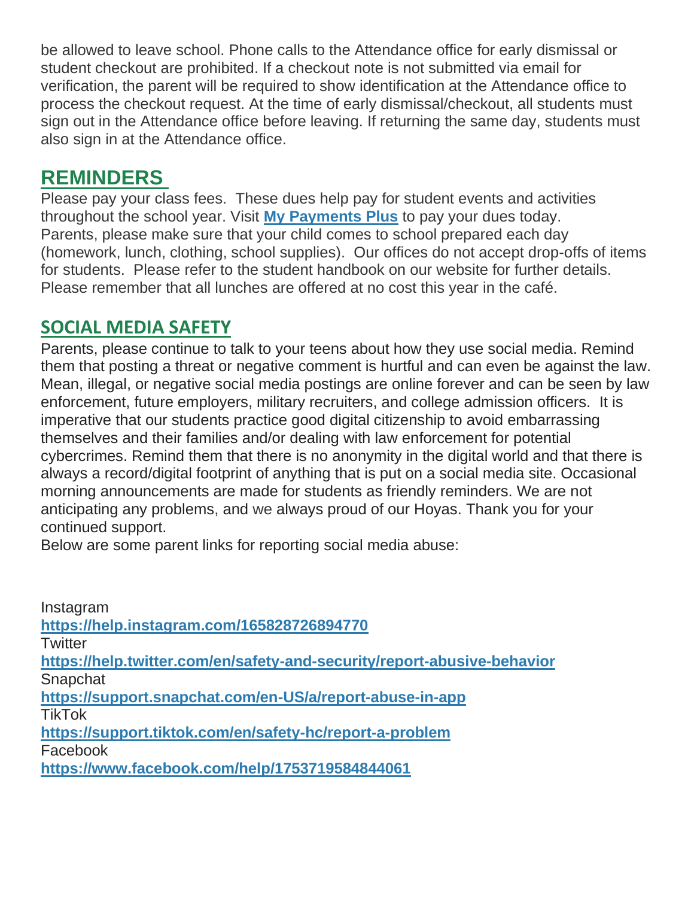be allowed to leave school. Phone calls to the Attendance office for early dismissal or student checkout are prohibited. If a checkout note is not submitted via email for verification, the parent will be required to show identification at the Attendance office to process the checkout request. At the time of early dismissal/checkout, all students must sign out in the Attendance office before leaving. If returning the same day, students must also sign in at the Attendance office.

## REMINDERS

Please pay your class fees. These dues help pay for student events and activities throughout the school year. Visit **My Payments Plus** to pay your dues today.
Parents, please make sure that your child comes to school prepared each day (homework, lunch, clothing, school supplies). Our offices do not accept drop-offs of items for students. Please refer to the student handbook on our website for further details.
Please remember that all lunches are offered at no cost this year in the café.

## SOCIAL MEDIA SAFETY

Parents, please continue to talk to your teens about how they use social media. Remind them that posting a threat or negative comment is hurtful and can even be against the law. Mean, illegal, or negative social media postings are online forever and can be seen by law enforcement, future employers, military recruiters, and college admission officers. It is imperative that our students practice good digital citizenship to avoid embarrassing themselves and their families and/or dealing with law enforcement for potential cybercrimes. Remind them that there is no anonymity in the digital world and that there is always a record/digital footprint of anything that is put on a social media site. Occasional morning announcements are made for students as friendly reminders. We are not anticipating any problems, and we always proud of our Hoyas. Thank you for your continued support.
Below are some parent links for reporting social media abuse:

Instagram
**https://help.instagram.com/165828726894770**
Twitter
**https://help.twitter.com/en/safety-and-security/report-abusive-behavior**
Snapchat
**https://support.snapchat.com/en-US/a/report-abuse-in-app**
TikTok
**https://support.tiktok.com/en/safety-hc/report-a-problem**
Facebook
**https://www.facebook.com/help/1753719584844061**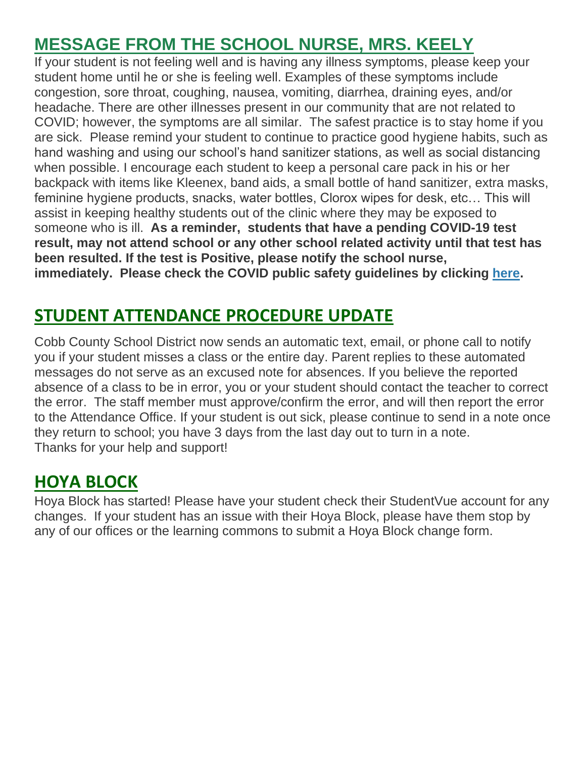## MESSAGE FROM THE SCHOOL NURSE, MRS. KEELY

If your student is not feeling well and is having any illness symptoms, please keep your student home until he or she is feeling well. Examples of these symptoms include congestion, sore throat, coughing, nausea, vomiting, diarrhea, draining eyes, and/or headache. There are other illnesses present in our community that are not related to COVID; however, the symptoms are all similar. The safest practice is to stay home if you are sick. Please remind your student to continue to practice good hygiene habits, such as hand washing and using our school's hand sanitizer stations, as well as social distancing when possible. I encourage each student to keep a personal care pack in his or her backpack with items like Kleenex, band aids, a small bottle of hand sanitizer, extra masks, feminine hygiene products, snacks, water bottles, Clorox wipes for desk, etc… This will assist in keeping healthy students out of the clinic where they may be exposed to someone who is ill. **As a reminder, students that have a pending COVID-19 test result, may not attend school or any other school related activity until that test has been resulted. If the test is Positive, please notify the school nurse, immediately. Please check the COVID public safety guidelines by clicking here.**

## STUDENT ATTENDANCE PROCEDURE UPDATE

Cobb County School District now sends an automatic text, email, or phone call to notify you if your student misses a class or the entire day. Parent replies to these automated messages do not serve as an excused note for absences. If you believe the reported absence of a class to be in error, you or your student should contact the teacher to correct the error. The staff member must approve/confirm the error, and will then report the error to the Attendance Office. If your student is out sick, please continue to send in a note once they return to school; you have 3 days from the last day out to turn in a note.
Thanks for your help and support!

## HOYA BLOCK

Hoya Block has started! Please have your student check their StudentVue account for any changes. If your student has an issue with their Hoya Block, please have them stop by any of our offices or the learning commons to submit a Hoya Block change form.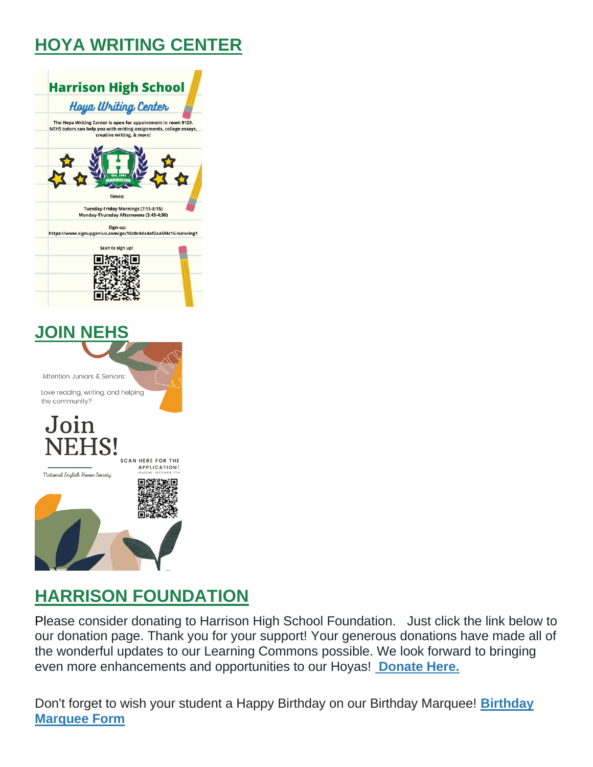## HOYA WRITING CENTER

**Harrison High School**

*Hoya Writing Center*

The Hoya Writing Center is open for appointment in room 9129. NEHS tutors can help you with writing assignments, college essays, creative writing, & more!

Times:

Tuesday-Friday Mornings (7:15-8:15)
Monday-Thursday Afternoons (3:45-4:30)

Sign-up:
https://www.signupgenius.com/go/10c0c4da4af2aa5f4c16-tutoring1

Scan to sign up!

## JOIN NEHS

Attention Juniors & Seniors:

Love reading, writing, and helping the community?

Join NEHS!

National English Honor Society

SCAN HERE FOR THE APPLICATION!

DEADLINE: SEPTEMBER 17TH

## HARRISON FOUNDATION

Please consider donating to Harrison High School Foundation. Just click the link below to our donation page. Thank you for your support! Your generous donations have made all of the wonderful updates to our Learning Commons possible. We look forward to bringing even more enhancements and opportunities to our Hoyas! **Donate Here.**

Don't forget to wish your student a Happy Birthday on our Birthday Marquee! **Birthday Marquee Form**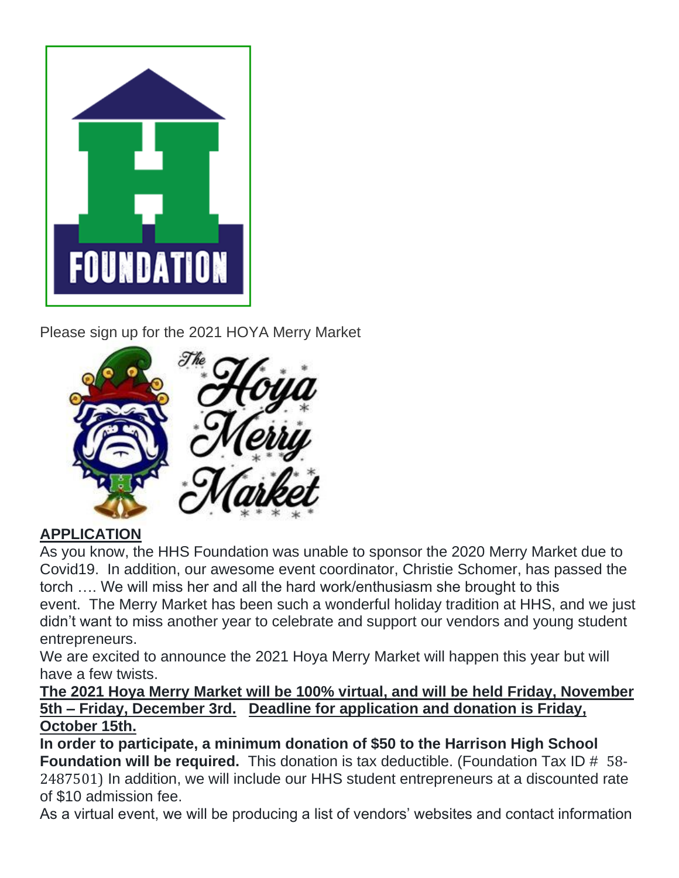Please sign up for the 2021 HOYA Merry Market

**APPLICATION**

As you know, the HHS Foundation was unable to sponsor the 2020 Merry Market due to Covid19. In addition, our awesome event coordinator, Christie Schomer, has passed the torch …. We will miss her and all the hard work/enthusiasm she brought to this event. The Merry Market has been such a wonderful holiday tradition at HHS, and we just didn't want to miss another year to celebrate and support our vendors and young student entrepreneurs.

We are excited to announce the 2021 Hoya Merry Market will happen this year but will have a few twists.

**The 2021 Hoya Merry Market will be 100% virtual, and will be held Friday, November 5th – Friday, December 3rd. Deadline for application and donation is Friday, October 15th.**

**In order to participate, a minimum donation of $50 to the Harrison High School Foundation will be required.** This donation is tax deductible. (Foundation Tax ID # 58-2487501) In addition, we will include our HHS student entrepreneurs at a discounted rate of $10 admission fee.

As a virtual event, we will be producing a list of vendors' websites and contact information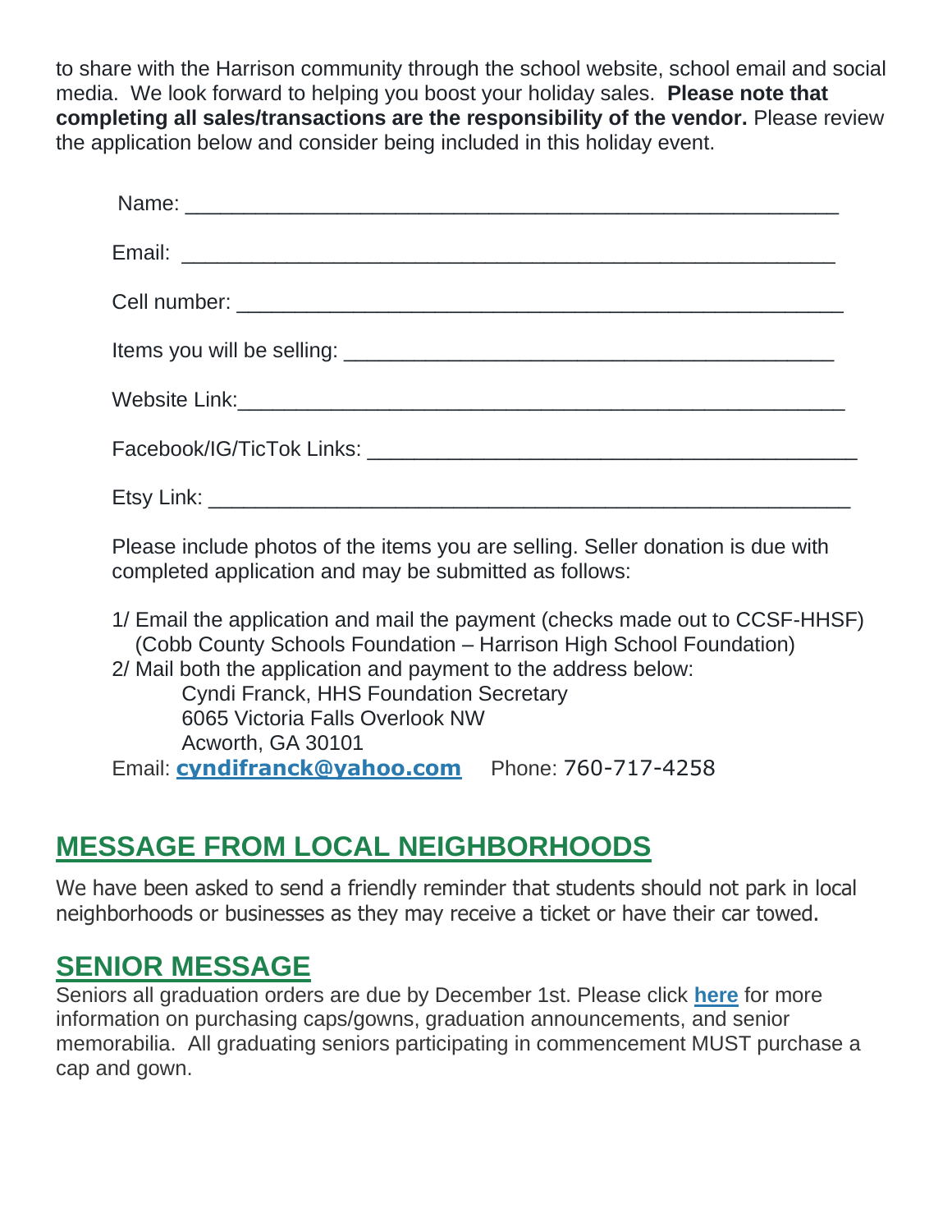to share with the Harrison community through the school website, school email and social media. We look forward to helping you boost your holiday sales. **Please note that completing all sales/transactions are the responsibility of the vendor.** Please review the application below and consider being included in this holiday event.

Name: ______________________________________________________

Email: ______________________________________________________

Cell number: _________________________________________________

Items you will be selling: ________________________________________

Website Link:_________________________________________________

Facebook/IG/TicTok Links: _______________________________________

Etsy Link: ____________________________________________________

Please include photos of the items you are selling. Seller donation is due with completed application and may be submitted as follows:

1/ Email the application and mail the payment (checks made out to CCSF-HHSF) (Cobb County Schools Foundation – Harrison High School Foundation)
2/ Mail both the application and payment to the address below:
   Cyndi Franck, HHS Foundation Secretary
   6065 Victoria Falls Overlook NW
   Acworth, GA 30101

Email: **cyndifranck@yahoo.com** Phone: 760-717-4258

## MESSAGE FROM LOCAL NEIGHBORHOODS

We have been asked to send a friendly reminder that students should not park in local neighborhoods or businesses as they may receive a ticket or have their car towed.

## SENIOR MESSAGE

Seniors all graduation orders are due by December 1st. Please click **here** for more information on purchasing caps/gowns, graduation announcements, and senior memorabilia. All graduating seniors participating in commencement MUST purchase a cap and gown.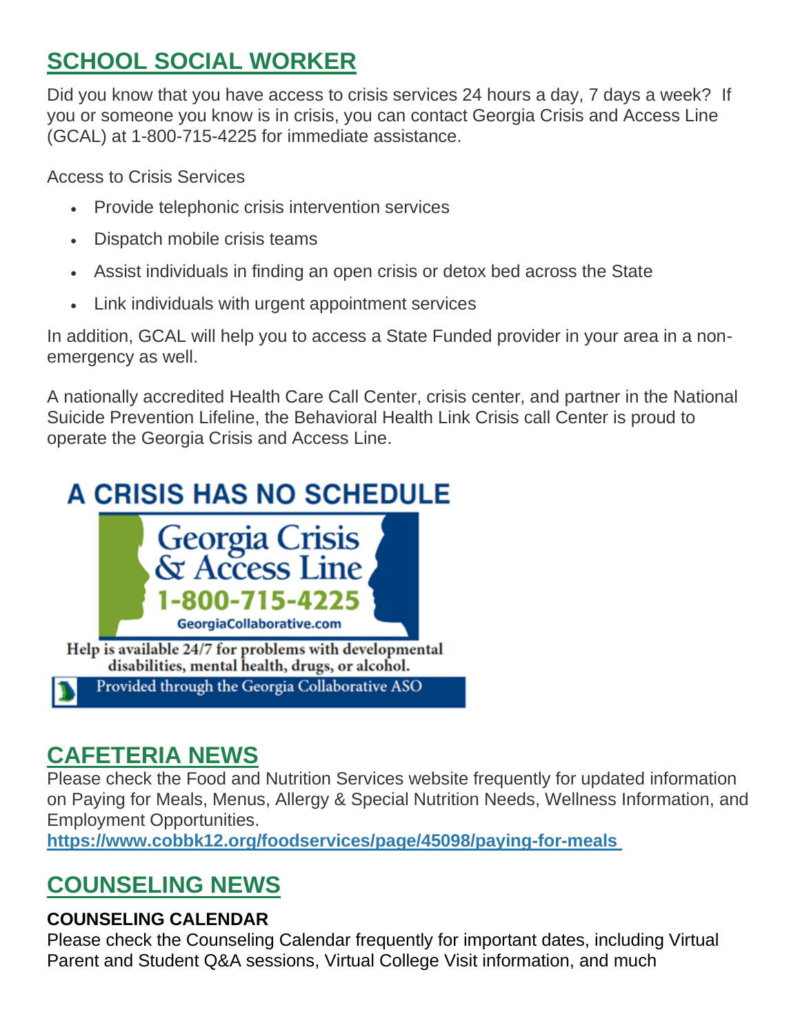## SCHOOL SOCIAL WORKER

Did you know that you have access to crisis services 24 hours a day, 7 days a week? If you or someone you know is in crisis, you can contact Georgia Crisis and Access Line (GCAL) at 1-800-715-4225 for immediate assistance.

Access to Crisis Services

- Provide telephonic crisis intervention services
- Dispatch mobile crisis teams
- Assist individuals in finding an open crisis or detox bed across the State
- Link individuals with urgent appointment services

In addition, GCAL will help you to access a State Funded provider in your area in a non-emergency as well.

A nationally accredited Health Care Call Center, crisis center, and partner in the National Suicide Prevention Lifeline, the Behavioral Health Link Crisis call Center is proud to operate the Georgia Crisis and Access Line.

A CRISIS HAS NO SCHEDULE

Georgia Crisis & Access Line

1-800-715-4225

GeorgiaCollaborative.com

Help is available 24/7 for problems with developmental disabilities, mental health, drugs, or alcohol.

Provided through the Georgia Collaborative ASO

## CAFETERIA NEWS

Please check the Food and Nutrition Services website frequently for updated information on Paying for Meals, Menus, Allergy & Special Nutrition Needs, Wellness Information, and Employment Opportunities.
**https://www.cobbk12.org/foodservices/page/45098/paying-for-meals**

## COUNSELING NEWS

**COUNSELING CALENDAR**

Please check the Counseling Calendar frequently for important dates, including Virtual Parent and Student Q&A sessions, Virtual College Visit information, and much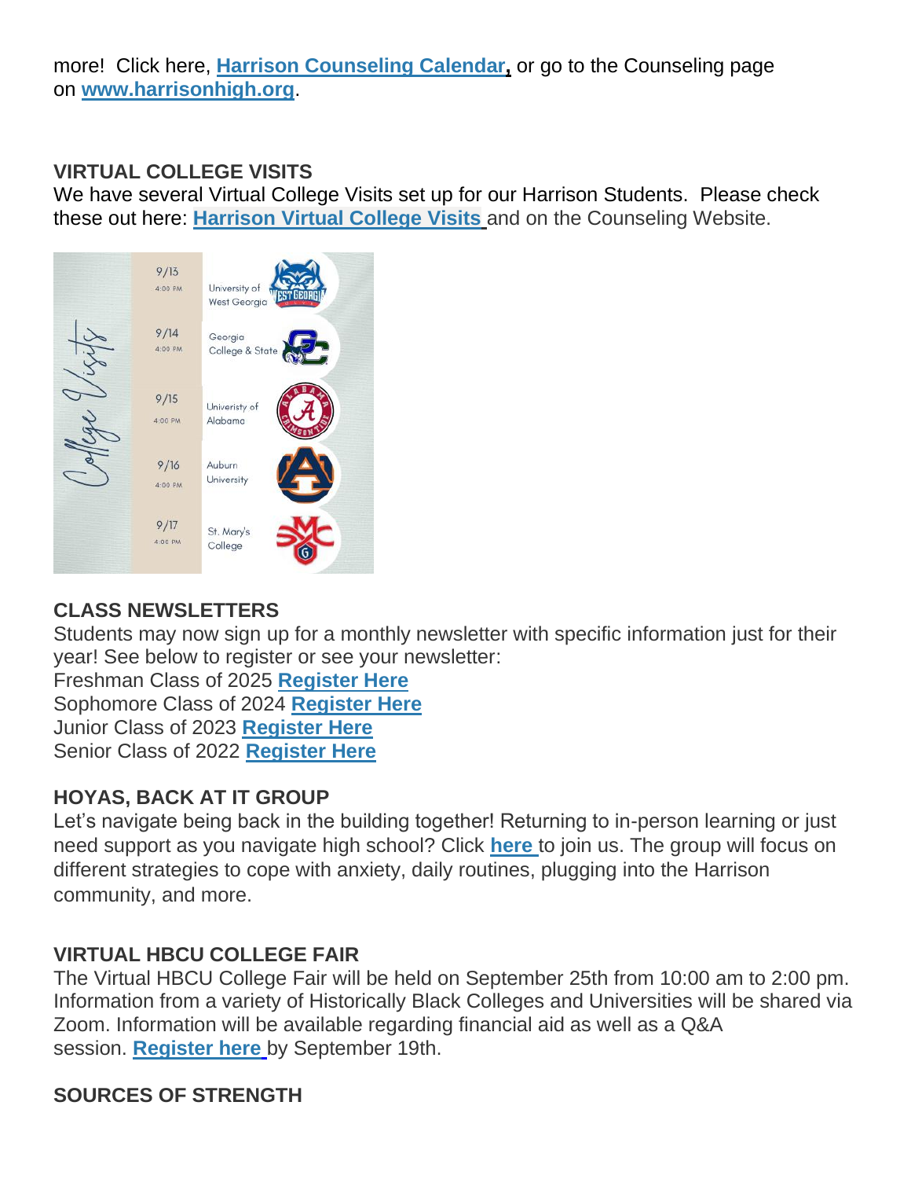more! Click here, **Harrison Counseling Calendar**, or go to the Counseling page on **www.harrisonhigh.org**.

**VIRTUAL COLLEGE VISITS**
We have several Virtual College Visits set up for our Harrison Students. Please check these out here: **Harrison Virtual College Visits** and on the Counseling Website.

College Visits

| Date | Time | College |
| --- | --- | --- |
| 9/13 | 4:00 PM | University of West Georgia |
| 9/14 | 4:00 PM | Georgia College & State |
| 9/15 | 4:00 PM | Univeristy of Alabama |
| 9/16 | 4:00 PM | Auburn University |
| 9/17 | 4:00 PM | St. Mary's College |

**CLASS NEWSLETTERS**
Students may now sign up for a monthly newsletter with specific information just for their year! See below to register or see your newsletter:
Freshman Class of 2025 **Register Here**
Sophomore Class of 2024 **Register Here**
Junior Class of 2023 **Register Here**
Senior Class of 2022 **Register Here**

**HOYAS, BACK AT IT GROUP**
Let's navigate being back in the building together! Returning to in-person learning or just need support as you navigate high school? Click **here** to join us. The group will focus on different strategies to cope with anxiety, daily routines, plugging into the Harrison community, and more.

**VIRTUAL HBCU COLLEGE FAIR**
The Virtual HBCU College Fair will be held on September 25th from 10:00 am to 2:00 pm. Information from a variety of Historically Black Colleges and Universities will be shared via Zoom. Information will be available regarding financial aid as well as a Q&A session. **Register here** by September 19th.

**SOURCES OF STRENGTH**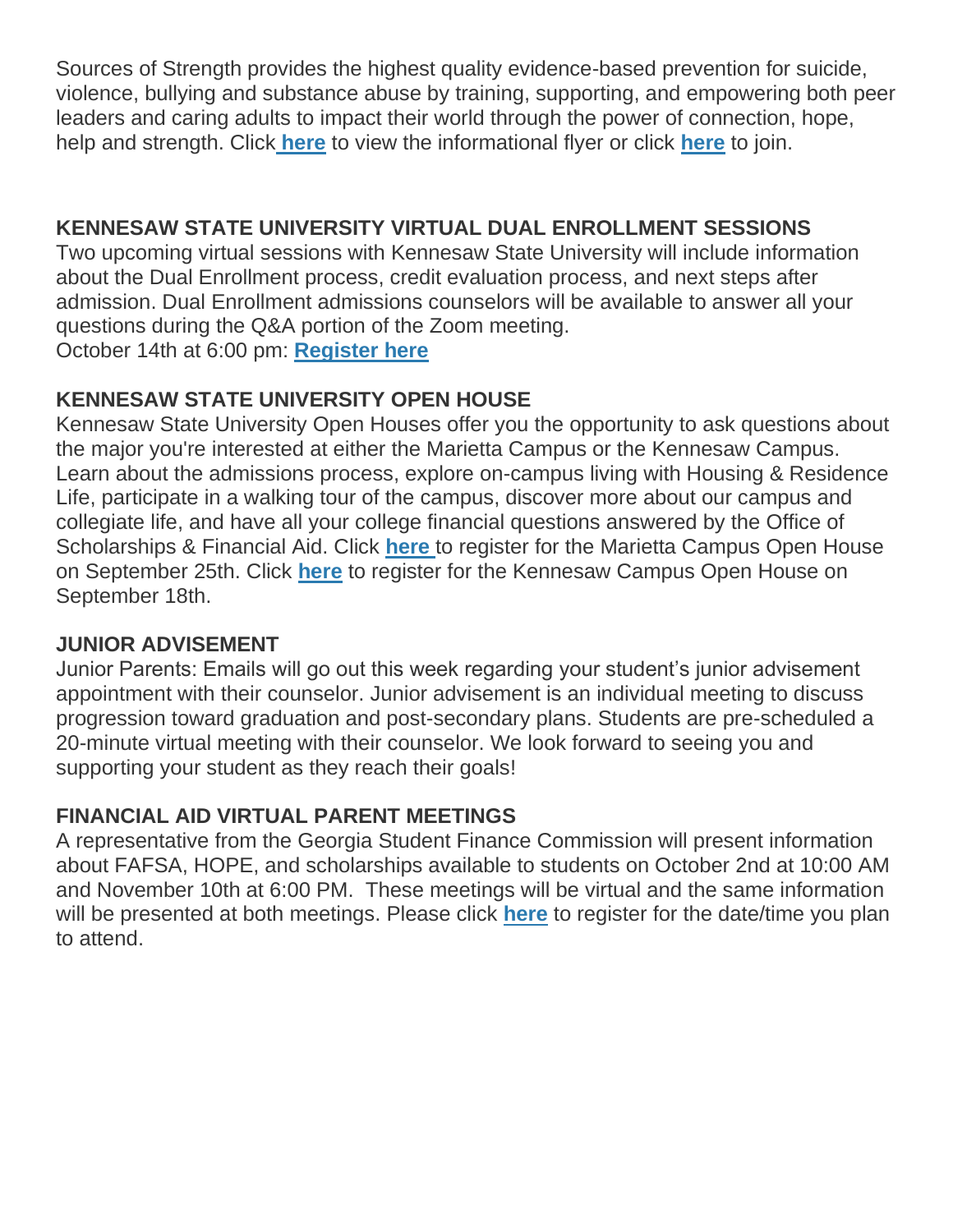Sources of Strength provides the highest quality evidence-based prevention for suicide, violence, bullying and substance abuse by training, supporting, and empowering both peer leaders and caring adults to impact their world through the power of connection, hope, help and strength. Click **here** to view the informational flyer or click **here** to join.

**KENNESAW STATE UNIVERSITY VIRTUAL DUAL ENROLLMENT SESSIONS**

Two upcoming virtual sessions with Kennesaw State University will include information about the Dual Enrollment process, credit evaluation process, and next steps after admission. Dual Enrollment admissions counselors will be available to answer all your questions during the Q&A portion of the Zoom meeting.
October 14th at 6:00 pm: **Register here**

**KENNESAW STATE UNIVERSITY OPEN HOUSE**

Kennesaw State University Open Houses offer you the opportunity to ask questions about the major you're interested at either the Marietta Campus or the Kennesaw Campus. Learn about the admissions process, explore on-campus living with Housing & Residence Life, participate in a walking tour of the campus, discover more about our campus and collegiate life, and have all your college financial questions answered by the Office of Scholarships & Financial Aid. Click **here** to register for the Marietta Campus Open House on September 25th. Click **here** to register for the Kennesaw Campus Open House on September 18th.

**JUNIOR ADVISEMENT**

Junior Parents: Emails will go out this week regarding your student's junior advisement appointment with their counselor. Junior advisement is an individual meeting to discuss progression toward graduation and post-secondary plans. Students are pre-scheduled a 20-minute virtual meeting with their counselor. We look forward to seeing you and supporting your student as they reach their goals!

**FINANCIAL AID VIRTUAL PARENT MEETINGS**

A representative from the Georgia Student Finance Commission will present information about FAFSA, HOPE, and scholarships available to students on October 2nd at 10:00 AM and November 10th at 6:00 PM. These meetings will be virtual and the same information will be presented at both meetings. Please click **here** to register for the date/time you plan to attend.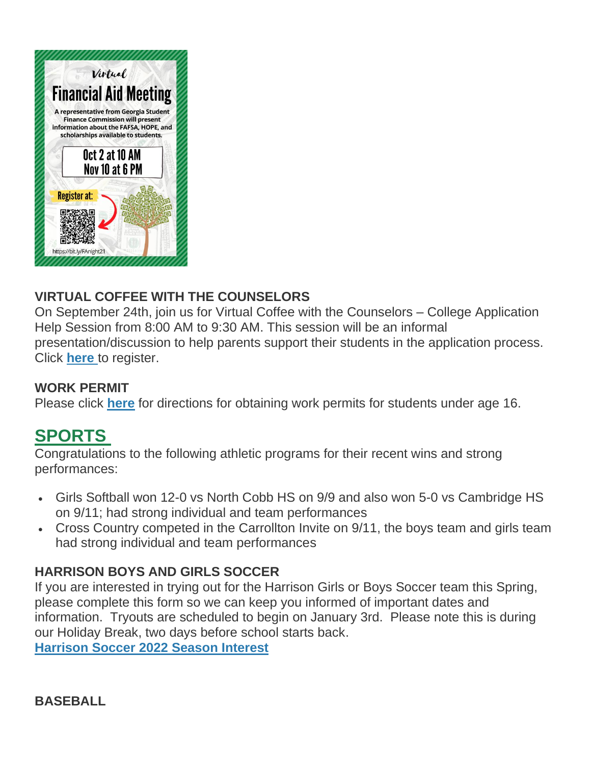Virtual

Financial Aid Meeting

A representative from Georgia Student Finance Commission will present information about the FAFSA, HOPE, and scholarships available to students.

Oct 2 at 10 AM
Nov 10 at 6 PM

Register at:

https://bit.ly/FAnight21

### VIRTUAL COFFEE WITH THE COUNSELORS

On September 24th, join us for Virtual Coffee with the Counselors – College Application Help Session from 8:00 AM to 9:30 AM. This session will be an informal presentation/discussion to help parents support their students in the application process. Click **here** to register.

### WORK PERMIT

Please click **here** for directions for obtaining work permits for students under age 16.

## SPORTS

Congratulations to the following athletic programs for their recent wins and strong performances:

- Girls Softball won 12-0 vs North Cobb HS on 9/9 and also won 5-0 vs Cambridge HS on 9/11; had strong individual and team performances
- Cross Country competed in the Carrollton Invite on 9/11, the boys team and girls team had strong individual and team performances

### HARRISON BOYS AND GIRLS SOCCER

If you are interested in trying out for the Harrison Girls or Boys Soccer team this Spring, please complete this form so we can keep you informed of important dates and information. Tryouts are scheduled to begin on January 3rd. Please note this is during our Holiday Break, two days before school starts back.

**Harrison Soccer 2022 Season Interest**

### BASEBALL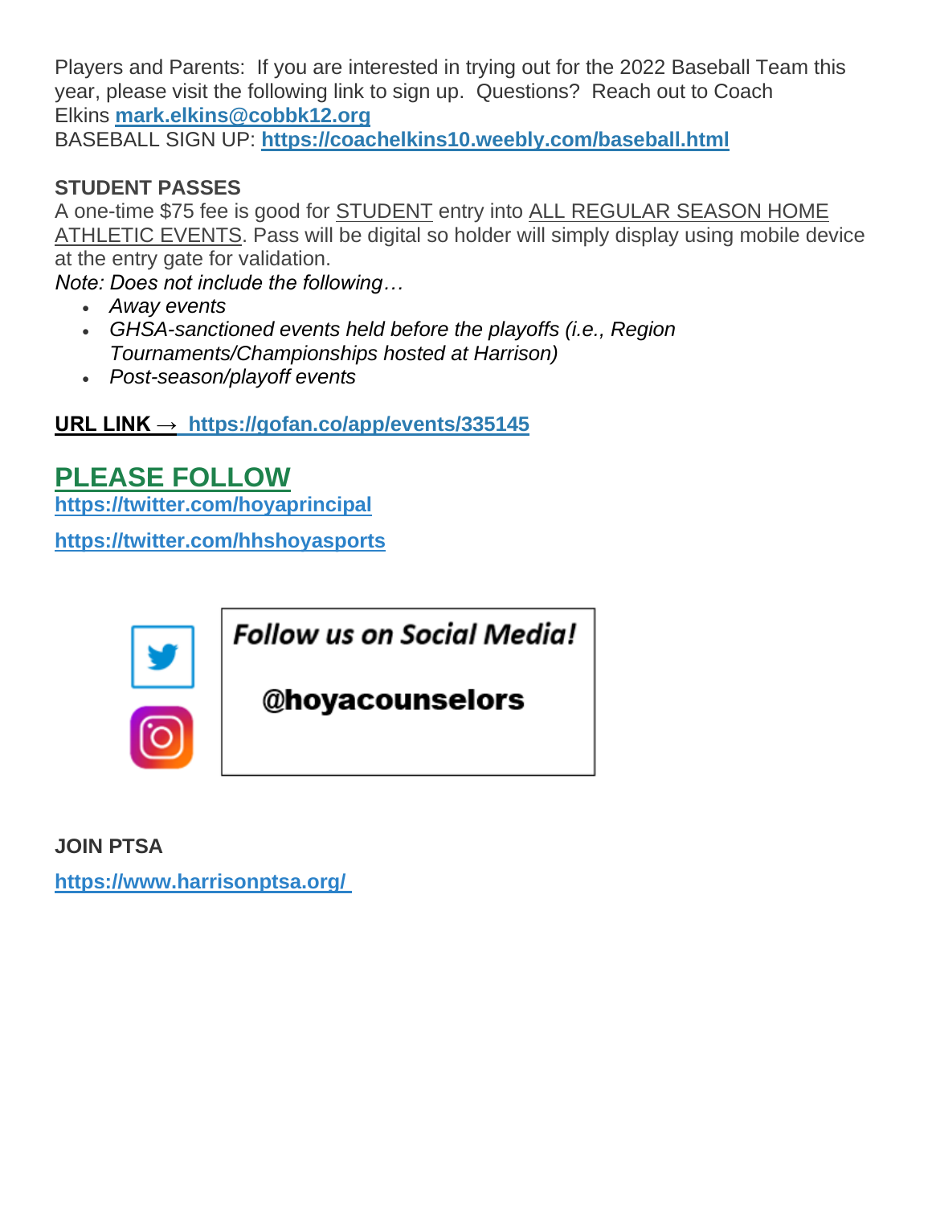Players and Parents:  If you are interested in trying out for the 2022 Baseball Team this year, please visit the following link to sign up.  Questions?  Reach out to Coach Elkins **mark.elkins@cobbk12.org**
BASEBALL SIGN UP: **https://coachelkins10.weebly.com/baseball.html**

**STUDENT PASSES**
A one-time $75 fee is good for STUDENT entry into ALL REGULAR SEASON HOME ATHLETIC EVENTS. Pass will be digital so holder will simply display using mobile device at the entry gate for validation.
*Note: Does not include the following…*

- *Away events*
- *GHSA-sanctioned events held before the playoffs (i.e., Region Tournaments/Championships hosted at Harrison)*
- *Post-season/playoff events*

**URL LINK → https://gofan.co/app/events/335145**

## PLEASE FOLLOW

**https://twitter.com/hoyaprincipal**

**https://twitter.com/hhshoyasports**

***Follow us on Social Media!***

**@hoyacounselors**

**JOIN PTSA**

**https://www.harrisonptsa.org/**